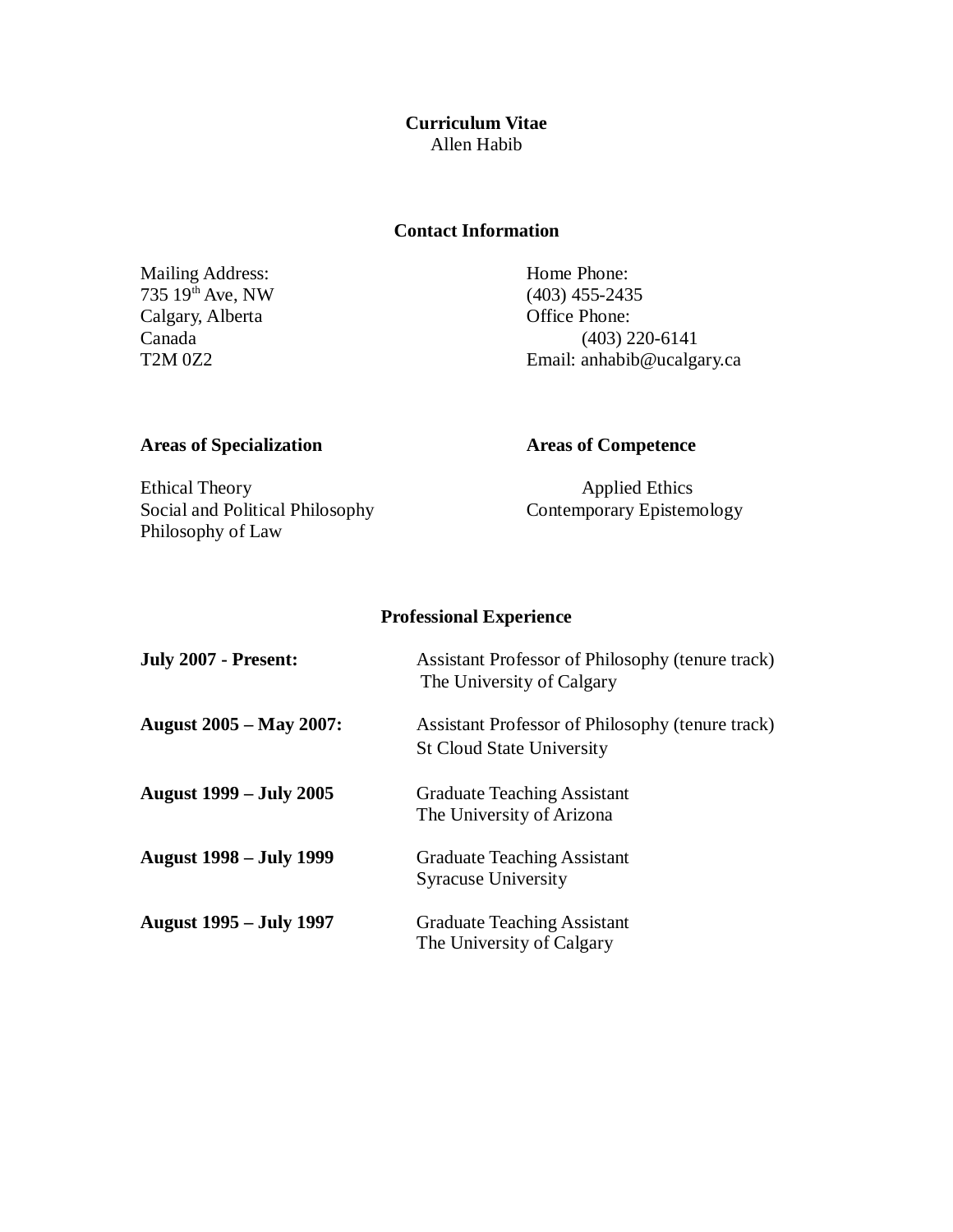# Curriculum Vitae

Allen Habib

## Contact Information

Mailing Address:
735 19th Ave, NW
Calgary, Alberta
Canada
T2M 0Z2

Home Phone:
(403) 455-2435
Office Phone:
(403) 220-6141
Email: anhabib@ucalgary.ca

## Areas of Specialization

Ethical Theory
Social and Political Philosophy
Philosophy of Law

## Areas of Competence

Applied Ethics
Contemporary Epistemology

## Professional Experience

**July 2007 - Present:** Assistant Professor of Philosophy (tenure track)
The University of Calgary

**August 2005 – May 2007:** Assistant Professor of Philosophy (tenure track)
St Cloud State University

**August 1999 – July 2005** Graduate Teaching Assistant
The University of Arizona

**August 1998 – July 1999** Graduate Teaching Assistant
Syracuse University

**August 1995 – July 1997** Graduate Teaching Assistant
The University of Calgary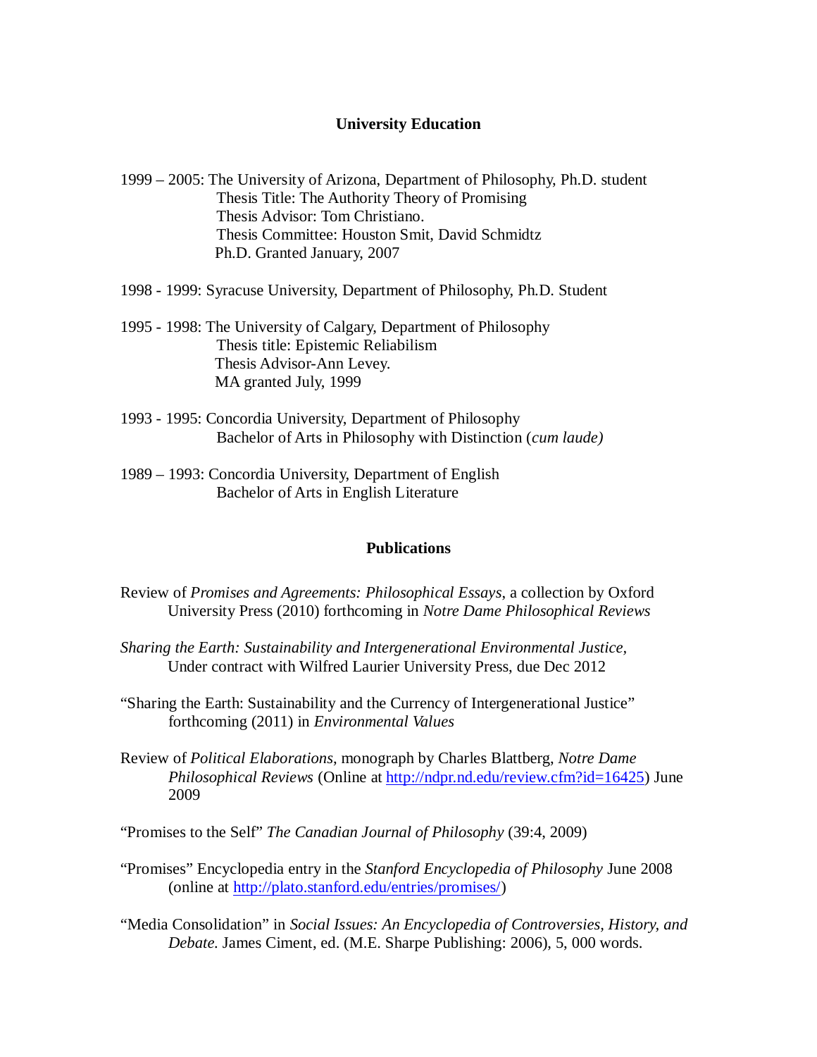## University Education

1999 – 2005: The University of Arizona, Department of Philosophy, Ph.D. student
Thesis Title: The Authority Theory of Promising
Thesis Advisor: Tom Christiano.
Thesis Committee: Houston Smit, David Schmidtz
Ph.D. Granted January, 2007

1998 - 1999: Syracuse University, Department of Philosophy, Ph.D. Student

1995 - 1998: The University of Calgary, Department of Philosophy
Thesis title: Epistemic Reliabilism
Thesis Advisor-Ann Levey.
MA granted July, 1999

1993 - 1995: Concordia University, Department of Philosophy
Bachelor of Arts in Philosophy with Distinction (*cum laude)*

1989 – 1993: Concordia University, Department of English
Bachelor of Arts in English Literature

## Publications

Review of *Promises and Agreements: Philosophical Essays*, a collection by Oxford University Press (2010) forthcoming in *Notre Dame Philosophical Reviews*

*Sharing the Earth: Sustainability and Intergenerational Environmental Justice,* Under contract with Wilfred Laurier University Press, due Dec 2012

"Sharing the Earth: Sustainability and the Currency of Intergenerational Justice" forthcoming (2011) in *Environmental Values*

Review of *Political Elaborations*, monograph by Charles Blattberg, *Notre Dame Philosophical Reviews* (Online at http://ndpr.nd.edu/review.cfm?id=16425) June 2009

"Promises to the Self" *The Canadian Journal of Philosophy* (39:4, 2009)

"Promises" Encyclopedia entry in the *Stanford Encyclopedia of Philosophy* June 2008 (online at http://plato.stanford.edu/entries/promises/)

"Media Consolidation" in *Social Issues: An Encyclopedia of Controversies, History, and Debate.* James Ciment, ed. (M.E. Sharpe Publishing: 2006), 5, 000 words.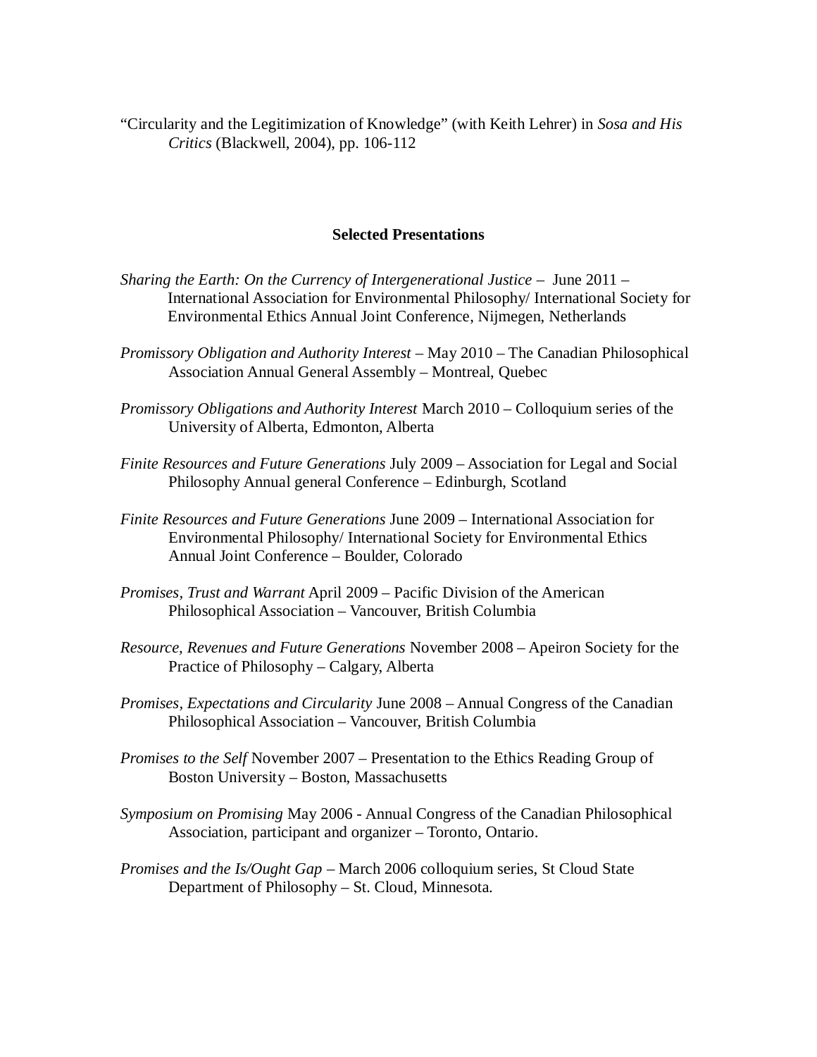"Circularity and the Legitimization of Knowledge" (with Keith Lehrer) in *Sosa and His Critics* (Blackwell, 2004), pp. 106-112

## Selected Presentations

*Sharing the Earth: On the Currency of Intergenerational Justice* – June 2011 – International Association for Environmental Philosophy/ International Society for Environmental Ethics Annual Joint Conference, Nijmegen, Netherlands

*Promissory Obligation and Authority Interest* – May 2010 – The Canadian Philosophical Association Annual General Assembly – Montreal, Quebec

*Promissory Obligations and Authority Interest* March 2010 – Colloquium series of the University of Alberta, Edmonton, Alberta

*Finite Resources and Future Generations* July 2009 – Association for Legal and Social Philosophy Annual general Conference – Edinburgh, Scotland

*Finite Resources and Future Generations* June 2009 – International Association for Environmental Philosophy/ International Society for Environmental Ethics Annual Joint Conference – Boulder, Colorado

*Promises, Trust and Warrant* April 2009 – Pacific Division of the American Philosophical Association – Vancouver, British Columbia

*Resource, Revenues and Future Generations* November 2008 – Apeiron Society for the Practice of Philosophy – Calgary, Alberta

*Promises, Expectations and Circularity* June 2008 – Annual Congress of the Canadian Philosophical Association – Vancouver, British Columbia

*Promises to the Self* November 2007 – Presentation to the Ethics Reading Group of Boston University – Boston, Massachusetts

*Symposium on Promising* May 2006 - Annual Congress of the Canadian Philosophical Association, participant and organizer – Toronto, Ontario.

*Promises and the Is/Ought Gap* – March 2006 colloquium series, St Cloud State Department of Philosophy – St. Cloud, Minnesota.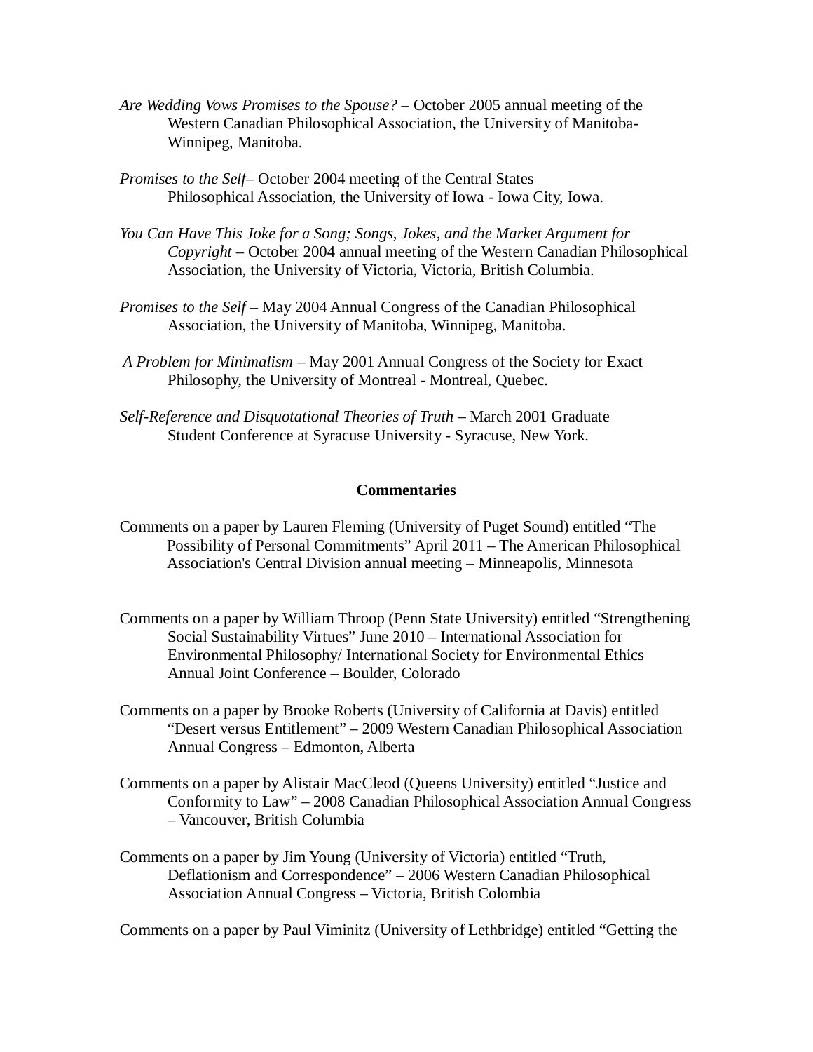*Are Wedding Vows Promises to the Spouse?* – October 2005 annual meeting of the Western Canadian Philosophical Association, the University of Manitoba-Winnipeg, Manitoba.

*Promises to the Self*– October 2004 meeting of the Central States Philosophical Association, the University of Iowa - Iowa City, Iowa.

*You Can Have This Joke for a Song; Songs, Jokes, and the Market Argument for Copyright* – October 2004 annual meeting of the Western Canadian Philosophical Association, the University of Victoria, Victoria, British Columbia.

*Promises to the Self* – May 2004 Annual Congress of the Canadian Philosophical Association, the University of Manitoba, Winnipeg, Manitoba.

*A Problem for Minimalism* – May 2001 Annual Congress of the Society for Exact Philosophy, the University of Montreal - Montreal, Quebec.

*Self-Reference and Disquotational Theories of Truth* – March 2001 Graduate Student Conference at Syracuse University - Syracuse, New York.

**Commentaries**

Comments on a paper by Lauren Fleming (University of Puget Sound) entitled “The Possibility of Personal Commitments” April 2011 – The American Philosophical Association's Central Division annual meeting – Minneapolis, Minnesota

Comments on a paper by William Throop (Penn State University) entitled “Strengthening Social Sustainability Virtues” June 2010 – International Association for Environmental Philosophy/ International Society for Environmental Ethics Annual Joint Conference – Boulder, Colorado

Comments on a paper by Brooke Roberts (University of California at Davis) entitled “Desert versus Entitlement” – 2009 Western Canadian Philosophical Association Annual Congress – Edmonton, Alberta

Comments on a paper by Alistair MacCleod (Queens University) entitled “Justice and Conformity to Law” – 2008 Canadian Philosophical Association Annual Congress – Vancouver, British Columbia

Comments on a paper by Jim Young (University of Victoria) entitled “Truth, Deflationism and Correspondence” – 2006 Western Canadian Philosophical Association Annual Congress – Victoria, British Colombia

Comments on a paper by Paul Viminitz (University of Lethbridge) entitled “Getting the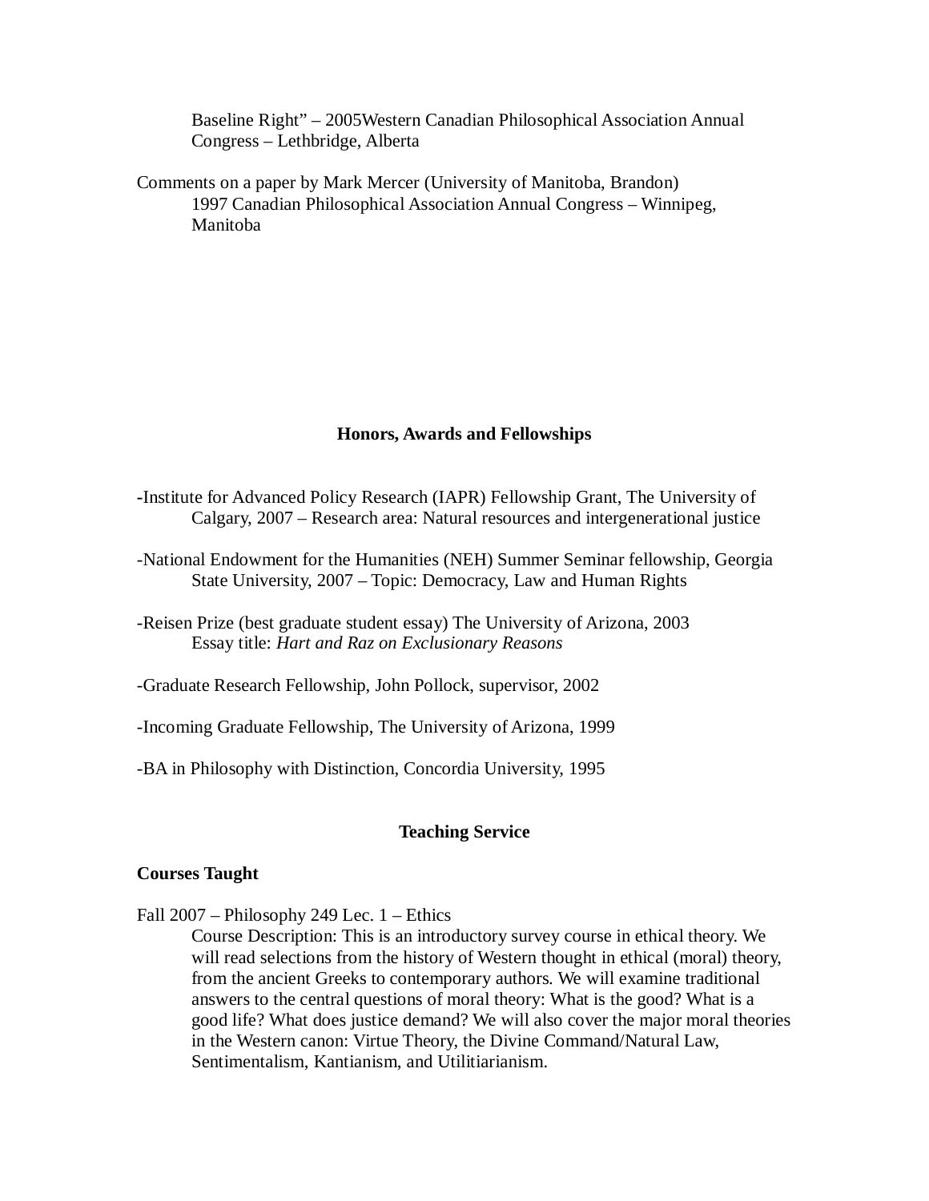Baseline Right" – 2005Western Canadian Philosophical Association Annual Congress – Lethbridge, Alberta

Comments on a paper by Mark Mercer (University of Manitoba, Brandon)
1997 Canadian Philosophical Association Annual Congress – Winnipeg, Manitoba

## Honors, Awards and Fellowships

-Institute for Advanced Policy Research (IAPR) Fellowship Grant, The University of Calgary, 2007 – Research area: Natural resources and intergenerational justice

-National Endowment for the Humanities (NEH) Summer Seminar fellowship, Georgia State University, 2007 – Topic: Democracy, Law and Human Rights

-Reisen Prize (best graduate student essay) The University of Arizona, 2003
Essay title: *Hart and Raz on Exclusionary Reasons*

-Graduate Research Fellowship, John Pollock, supervisor, 2002

-Incoming Graduate Fellowship, The University of Arizona, 1999

-BA in Philosophy with Distinction, Concordia University, 1995

## Teaching Service

### Courses Taught

Fall 2007 – Philosophy 249 Lec. 1 – Ethics

Course Description: This is an introductory survey course in ethical theory. We will read selections from the history of Western thought in ethical (moral) theory, from the ancient Greeks to contemporary authors. We will examine traditional answers to the central questions of moral theory: What is the good? What is a good life? What does justice demand? We will also cover the major moral theories in the Western canon: Virtue Theory, the Divine Command/Natural Law, Sentimentalism, Kantianism, and Utilitiarianism.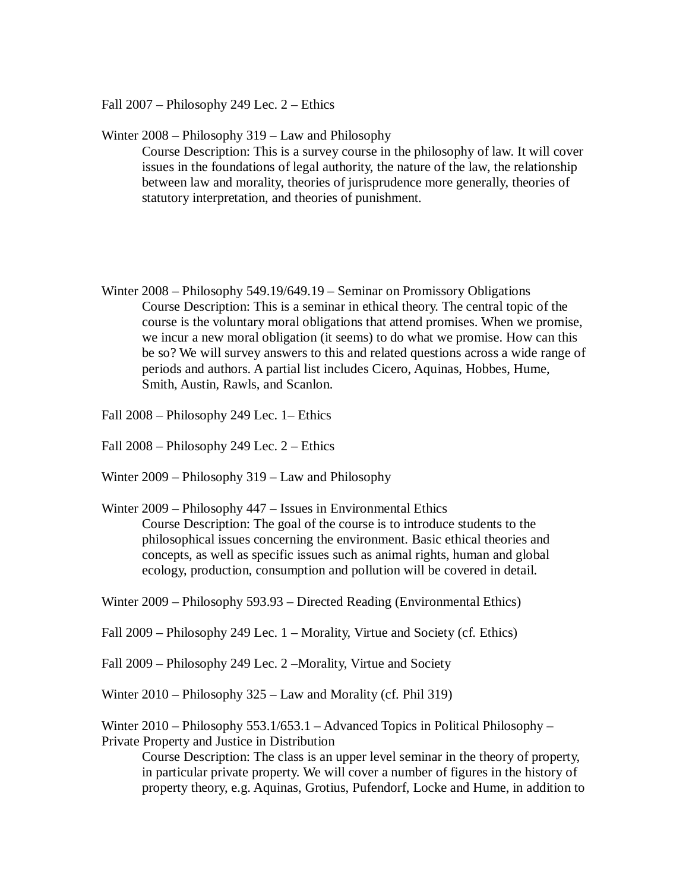Fall 2007 – Philosophy 249 Lec. 2 – Ethics

Winter 2008 – Philosophy 319 – Law and Philosophy

> Course Description: This is a survey course in the philosophy of law. It will cover issues in the foundations of legal authority, the nature of the law, the relationship between law and morality, theories of jurisprudence more generally, theories of statutory interpretation, and theories of punishment.

Winter 2008 – Philosophy 549.19/649.19 – Seminar on Promissory Obligations

> Course Description: This is a seminar in ethical theory. The central topic of the course is the voluntary moral obligations that attend promises. When we promise, we incur a new moral obligation (it seems) to do what we promise. How can this be so? We will survey answers to this and related questions across a wide range of periods and authors. A partial list includes Cicero, Aquinas, Hobbes, Hume, Smith, Austin, Rawls, and Scanlon.

Fall 2008 – Philosophy 249 Lec. 1– Ethics

Fall 2008 – Philosophy 249 Lec. 2 – Ethics

Winter 2009 – Philosophy 319 – Law and Philosophy

Winter 2009 – Philosophy 447 – Issues in Environmental Ethics

> Course Description: The goal of the course is to introduce students to the philosophical issues concerning the environment. Basic ethical theories and concepts, as well as specific issues such as animal rights, human and global ecology, production, consumption and pollution will be covered in detail.

Winter 2009 – Philosophy 593.93 – Directed Reading (Environmental Ethics)

Fall 2009 – Philosophy 249 Lec. 1 – Morality, Virtue and Society (cf. Ethics)

Fall 2009 – Philosophy 249 Lec. 2 –Morality, Virtue and Society

Winter 2010 – Philosophy 325 – Law and Morality (cf. Phil 319)

Winter 2010 – Philosophy 553.1/653.1 – Advanced Topics in Political Philosophy – Private Property and Justice in Distribution

> Course Description: The class is an upper level seminar in the theory of property, in particular private property. We will cover a number of figures in the history of property theory, e.g. Aquinas, Grotius, Pufendorf, Locke and Hume, in addition to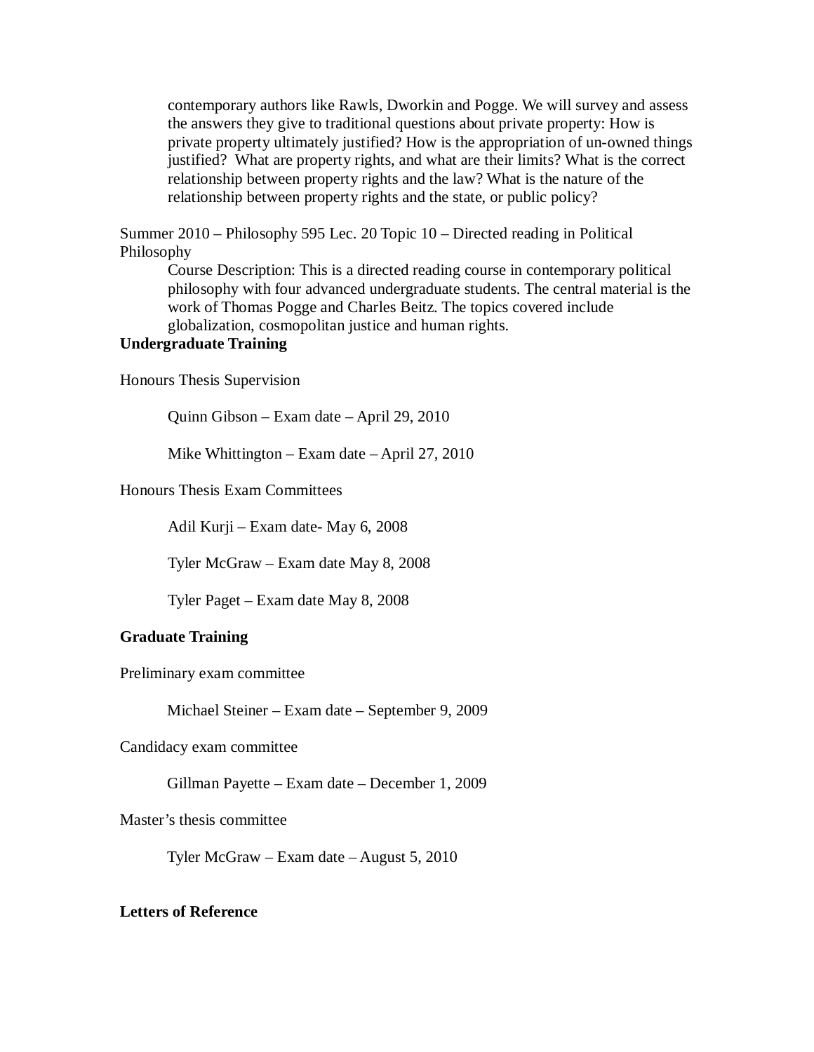contemporary authors like Rawls, Dworkin and Pogge. We will survey and assess the answers they give to traditional questions about private property: How is private property ultimately justified? How is the appropriation of un-owned things justified? What are property rights, and what are their limits? What is the correct relationship between property rights and the law? What is the nature of the relationship between property rights and the state, or public policy?

Summer 2010 – Philosophy 595 Lec. 20 Topic 10 – Directed reading in Political Philosophy

Course Description: This is a directed reading course in contemporary political philosophy with four advanced undergraduate students. The central material is the work of Thomas Pogge and Charles Beitz. The topics covered include globalization, cosmopolitan justice and human rights.

**Undergraduate Training**

Honours Thesis Supervision

Quinn Gibson – Exam date – April 29, 2010

Mike Whittington – Exam date – April 27, 2010

Honours Thesis Exam Committees

Adil Kurji – Exam date- May 6, 2008

Tyler McGraw – Exam date May 8, 2008

Tyler Paget – Exam date May 8, 2008

**Graduate Training**

Preliminary exam committee

Michael Steiner – Exam date – September 9, 2009

Candidacy exam committee

Gillman Payette – Exam date – December 1, 2009

Master's thesis committee

Tyler McGraw – Exam date – August 5, 2010

**Letters of Reference**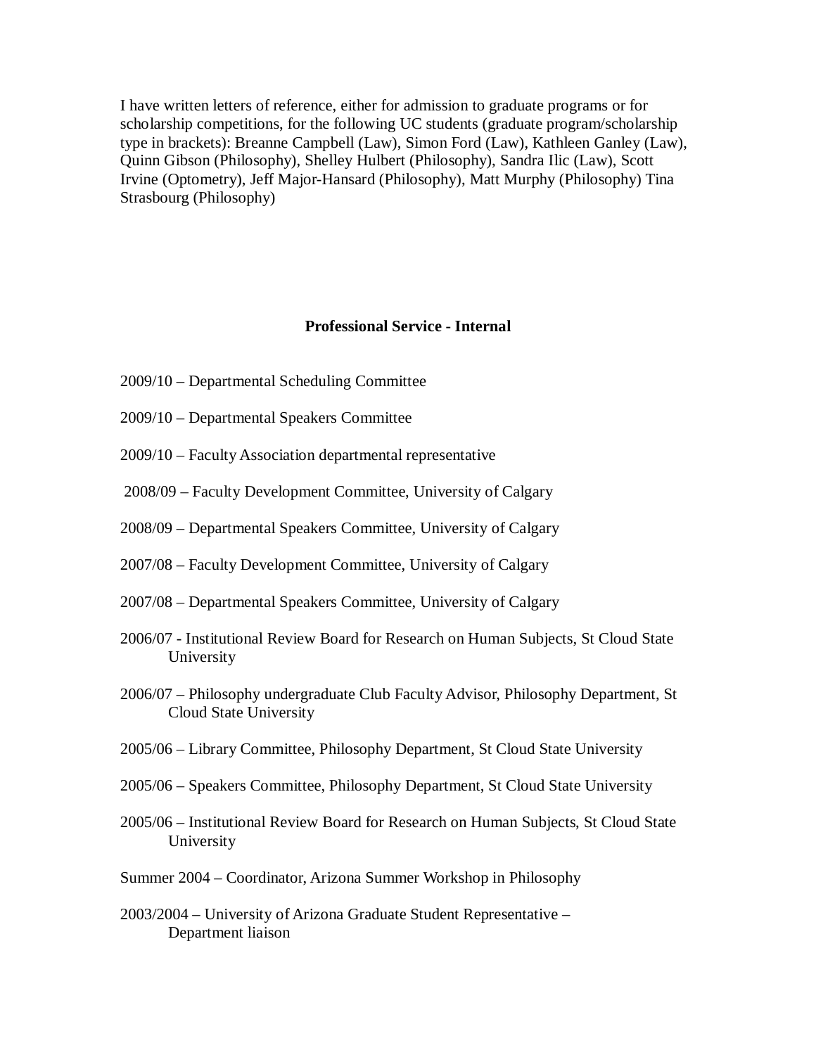I have written letters of reference, either for admission to graduate programs or for scholarship competitions, for the following UC students (graduate program/scholarship type in brackets): Breanne Campbell (Law), Simon Ford (Law), Kathleen Ganley (Law), Quinn Gibson (Philosophy), Shelley Hulbert (Philosophy), Sandra Ilic (Law), Scott Irvine (Optometry), Jeff Major-Hansard (Philosophy), Matt Murphy (Philosophy) Tina Strasbourg (Philosophy)

## Professional Service - Internal

2009/10 – Departmental Scheduling Committee

2009/10 – Departmental Speakers Committee

2009/10 – Faculty Association departmental representative

2008/09 – Faculty Development Committee, University of Calgary

2008/09 – Departmental Speakers Committee, University of Calgary

2007/08 – Faculty Development Committee, University of Calgary

2007/08 – Departmental Speakers Committee, University of Calgary

2006/07 - Institutional Review Board for Research on Human Subjects, St Cloud State University

2006/07 – Philosophy undergraduate Club Faculty Advisor, Philosophy Department, St Cloud State University

2005/06 – Library Committee, Philosophy Department, St Cloud State University

2005/06 – Speakers Committee, Philosophy Department, St Cloud State University

2005/06 – Institutional Review Board for Research on Human Subjects, St Cloud State University

Summer 2004 – Coordinator, Arizona Summer Workshop in Philosophy

2003/2004 – University of Arizona Graduate Student Representative – Department liaison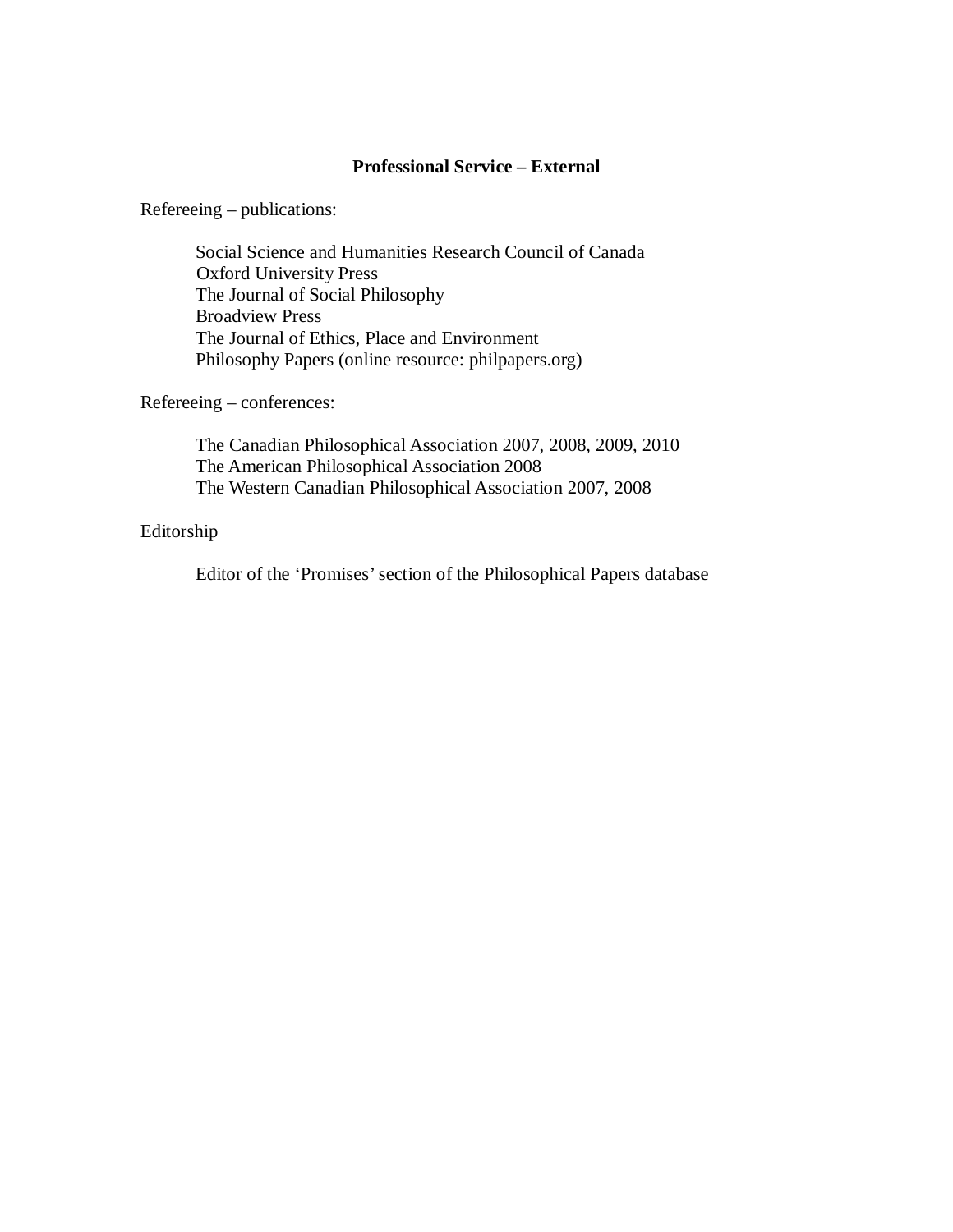## Professional Service – External

Refereeing – publications:

Social Science and Humanities Research Council of Canada
Oxford University Press
The Journal of Social Philosophy
Broadview Press
The Journal of Ethics, Place and Environment
Philosophy Papers (online resource: philpapers.org)

Refereeing – conferences:

The Canadian Philosophical Association 2007, 2008, 2009, 2010
The American Philosophical Association 2008
The Western Canadian Philosophical Association 2007, 2008

Editorship

Editor of the 'Promises' section of the Philosophical Papers database